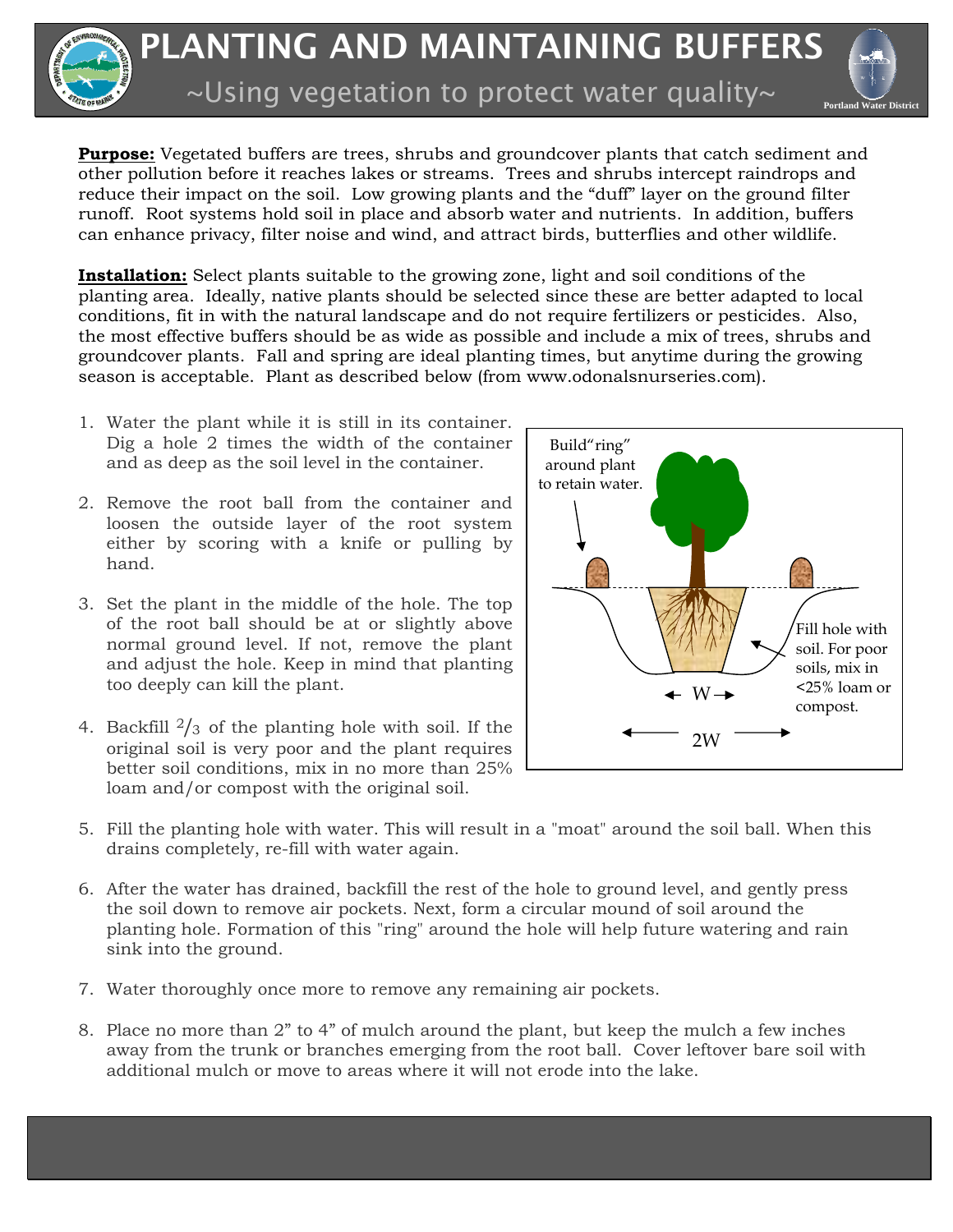# PLANTING AND MAINTAINING BUFFERS

## ~Using vegetation to protect water quality~

**Purpose:** Vegetated buffers are trees, shrubs and groundcover plants that catch sediment and other pollution before it reaches lakes or streams. Trees and shrubs intercept raindrops and reduce their impact on the soil. Low growing plants and the "duff" layer on the ground filter runoff. Root systems hold soil in place and absorb water and nutrients. In addition, buffers can enhance privacy, filter noise and wind, and attract birds, butterflies and other wildlife.

**Installation:** Select plants suitable to the growing zone, light and soil conditions of the planting area. Ideally, native plants should be selected since these are better adapted to local conditions, fit in with the natural landscape and do not require fertilizers or pesticides. Also, the most effective buffers should be as wide as possible and include a mix of trees, shrubs and groundcover plants. Fall and spring are ideal planting times, but anytime during the growing season is acceptable. Plant as described below (from www.odonalsnurseries.com).

1. Water the plant while it is still in its container. Dig a hole 2 times the width of the container and as deep as the soil level in the container.
2. Remove the root ball from the container and loosen the outside layer of the root system either by scoring with a knife or pulling by hand.
3. Set the plant in the middle of the hole. The top of the root ball should be at or slightly above normal ground level. If not, remove the plant and adjust the hole. Keep in mind that planting too deeply can kill the plant.
4. Backfill $^2/_3$ of the planting hole with soil. If the original soil is very poor and the plant requires better soil conditions, mix in no more than 25% loam and/or compost with the original soil.
5. Fill the planting hole with water. This will result in a "moat" around the soil ball. When this drains completely, re-fill with water again.
6. After the water has drained, backfill the rest of the hole to ground level, and gently press the soil down to remove air pockets. Next, form a circular mound of soil around the planting hole. Formation of this "ring" around the hole will help future watering and rain sink into the ground.
7. Water thoroughly once more to remove any remaining air pockets.
8. Place no more than 2" to 4" of mulch around the plant, but keep the mulch a few inches away from the trunk or branches emerging from the root ball. Cover leftover bare soil with additional mulch or move to areas where it will not erode into the lake.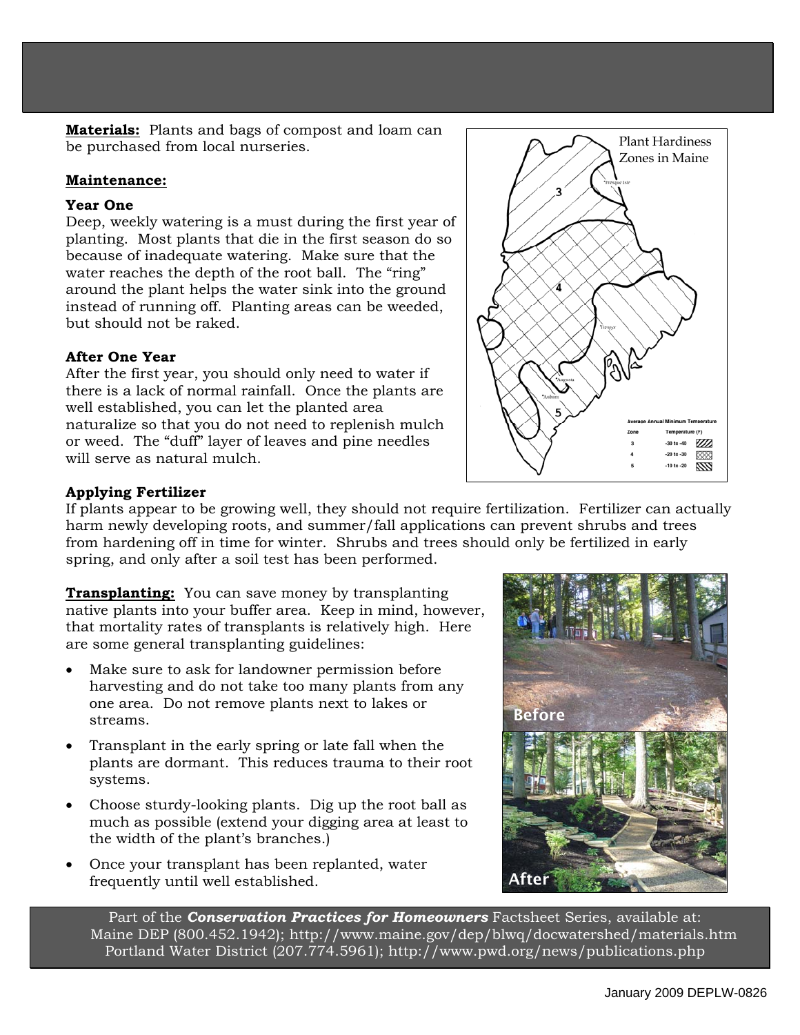**Materials:** Plants and bags of compost and loam can be purchased from local nurseries.

**Maintenance:**

**Year One**

Deep, weekly watering is a must during the first year of planting. Most plants that die in the first season do so because of inadequate watering. Make sure that the water reaches the depth of the root ball. The "ring" around the plant helps the water sink into the ground instead of running off. Planting areas can be weeded, but should not be raked.

**After One Year**

After the first year, you should only need to water if there is a lack of normal rainfall. Once the plants are well established, you can let the planted area naturalize so that you do not need to replenish mulch or weed. The "duff" layer of leaves and pine needles will serve as natural mulch.

Plant Hardiness Zones in Maine

Presque Isle

Bangor

Augusta

Auburn

3

4

5

Average Annual Minimum Temperature

Zone — Temperature (F)

3 — -30 to -40

4 — -20 to -30

5 — -10 to -20

**Applying Fertilizer**

If plants appear to be growing well, they should not require fertilization. Fertilizer can actually harm newly developing roots, and summer/fall applications can prevent shrubs and trees from hardening off in time for winter. Shrubs and trees should only be fertilized in early spring, and only after a soil test has been performed.

**Transplanting:** You can save money by transplanting native plants into your buffer area. Keep in mind, however, that mortality rates of transplants is relatively high. Here are some general transplanting guidelines:

- Make sure to ask for landowner permission before harvesting and do not take too many plants from any one area. Do not remove plants next to lakes or streams.
- Transplant in the early spring or late fall when the plants are dormant. This reduces trauma to their root systems.
- Choose sturdy-looking plants. Dig up the root ball as much as possible (extend your digging area at least to the width of the plant's branches.)
- Once your transplant has been replanted, water frequently until well established.

Before

After

Part of the ***Conservation Practices for Homeowners*** Factsheet Series, available at:
Maine DEP (800.452.1942); http://www.maine.gov/dep/blwq/docwatershed/materials.htm
Portland Water District (207.774.5961); http://www.pwd.org/news/publications.php

January 2009 DEPLW-0826